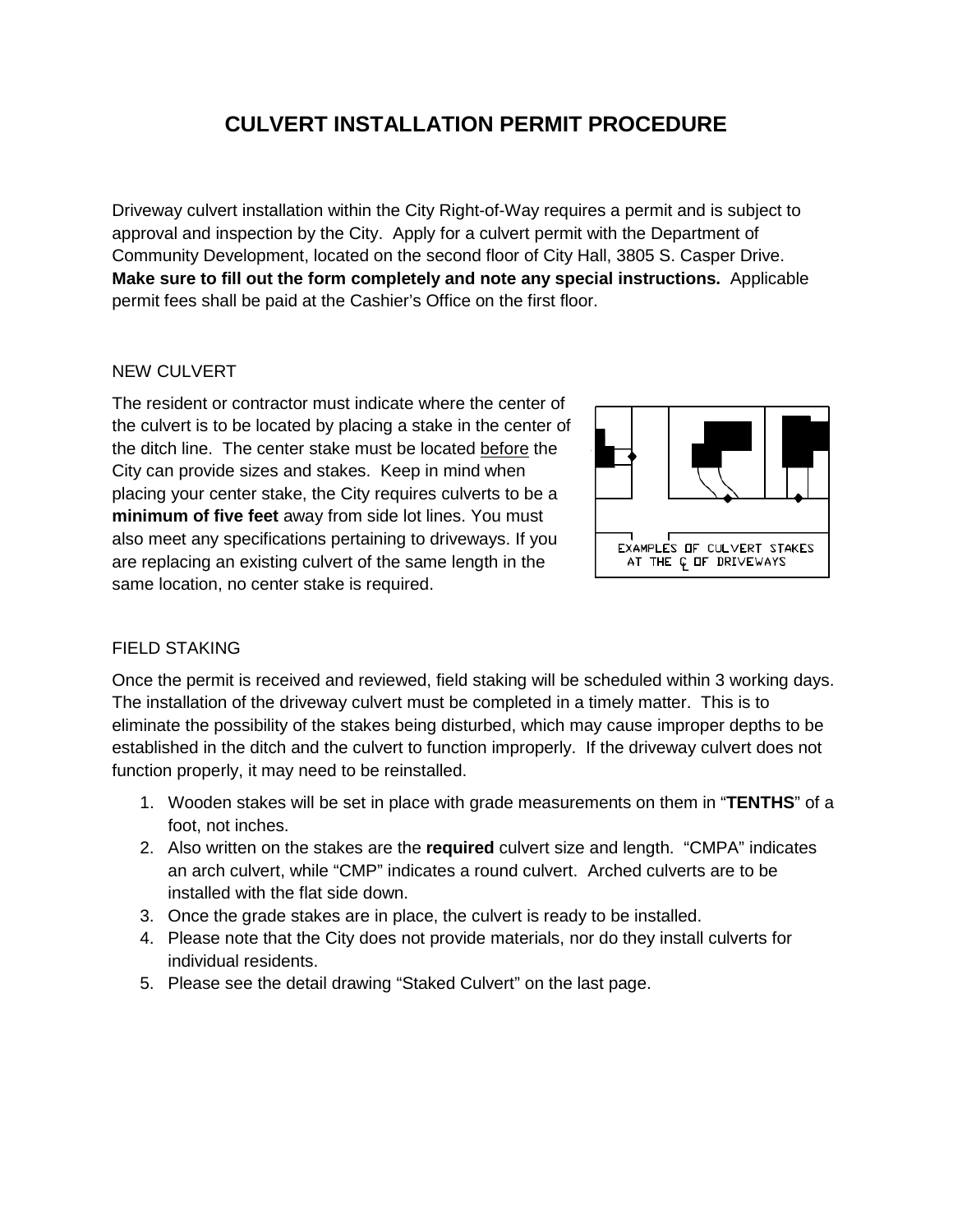# CULVERT INSTALLATION PERMIT PROCEDURE

Driveway culvert installation within the City Right-of-Way requires a permit and is subject to approval and inspection by the City. Apply for a culvert permit with the Department of Community Development, located on the second floor of City Hall, 3805 S. Casper Drive. **Make sure to fill out the form completely and note any special instructions.** Applicable permit fees shall be paid at the Cashier's Office on the first floor.

## NEW CULVERT

The resident or contractor must indicate where the center of the culvert is to be located by placing a stake in the center of the ditch line. The center stake must be located before the City can provide sizes and stakes. Keep in mind when placing your center stake, the City requires culverts to be a **minimum of five feet** away from side lot lines. You must also meet any specifications pertaining to driveways. If you are replacing an existing culvert of the same length in the same location, no center stake is required.

EXAMPLES OF CULVERT STAKES AT THE ℄ OF DRIVEWAYS

## FIELD STAKING

Once the permit is received and reviewed, field staking will be scheduled within 3 working days. The installation of the driveway culvert must be completed in a timely matter. This is to eliminate the possibility of the stakes being disturbed, which may cause improper depths to be established in the ditch and the culvert to function improperly. If the driveway culvert does not function properly, it may need to be reinstalled.

1. Wooden stakes will be set in place with grade measurements on them in "**TENTHS**" of a foot, not inches.
2. Also written on the stakes are the **required** culvert size and length. "CMPA" indicates an arch culvert, while "CMP" indicates a round culvert. Arched culverts are to be installed with the flat side down.
3. Once the grade stakes are in place, the culvert is ready to be installed.
4. Please note that the City does not provide materials, nor do they install culverts for individual residents.
5. Please see the detail drawing "Staked Culvert" on the last page.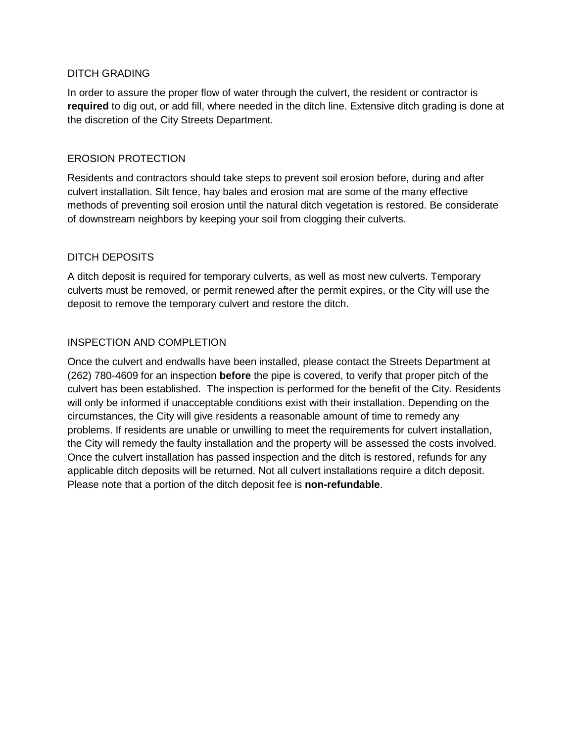## DITCH GRADING

In order to assure the proper flow of water through the culvert, the resident or contractor is **required** to dig out, or add fill, where needed in the ditch line. Extensive ditch grading is done at the discretion of the City Streets Department.

## EROSION PROTECTION

Residents and contractors should take steps to prevent soil erosion before, during and after culvert installation. Silt fence, hay bales and erosion mat are some of the many effective methods of preventing soil erosion until the natural ditch vegetation is restored. Be considerate of downstream neighbors by keeping your soil from clogging their culverts.

## DITCH DEPOSITS

A ditch deposit is required for temporary culverts, as well as most new culverts. Temporary culverts must be removed, or permit renewed after the permit expires, or the City will use the deposit to remove the temporary culvert and restore the ditch.

## INSPECTION AND COMPLETION

Once the culvert and endwalls have been installed, please contact the Streets Department at (262) 780-4609 for an inspection **before** the pipe is covered, to verify that proper pitch of the culvert has been established. The inspection is performed for the benefit of the City. Residents will only be informed if unacceptable conditions exist with their installation. Depending on the circumstances, the City will give residents a reasonable amount of time to remedy any problems. If residents are unable or unwilling to meet the requirements for culvert installation, the City will remedy the faulty installation and the property will be assessed the costs involved. Once the culvert installation has passed inspection and the ditch is restored, refunds for any applicable ditch deposits will be returned. Not all culvert installations require a ditch deposit. Please note that a portion of the ditch deposit fee is **non-refundable**.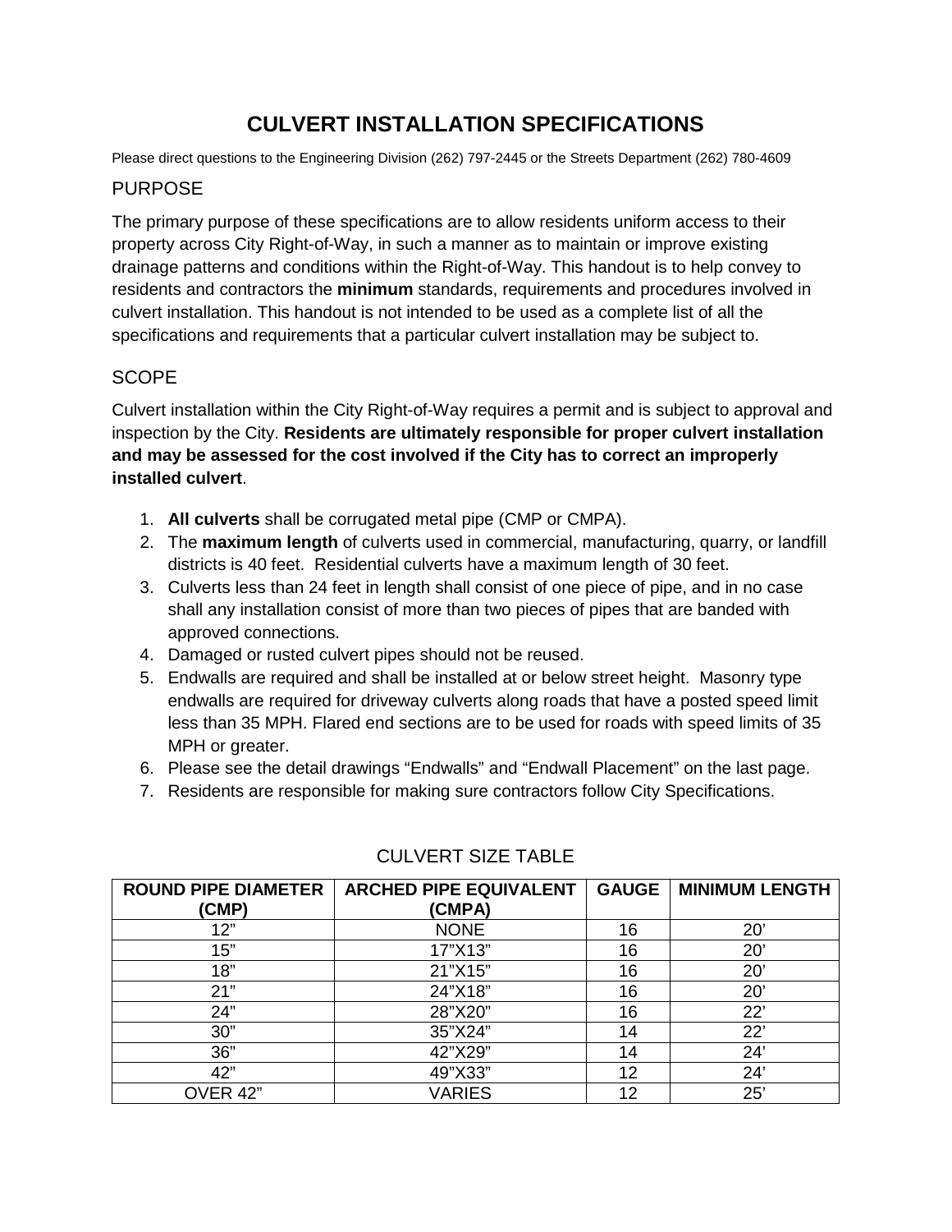# CULVERT INSTALLATION SPECIFICATIONS

Please direct questions to the Engineering Division (262) 797-2445 or the Streets Department (262) 780-4609

## PURPOSE

The primary purpose of these specifications are to allow residents uniform access to their property across City Right-of-Way, in such a manner as to maintain or improve existing drainage patterns and conditions within the Right-of-Way. This handout is to help convey to residents and contractors the **minimum** standards, requirements and procedures involved in culvert installation. This handout is not intended to be used as a complete list of all the specifications and requirements that a particular culvert installation may be subject to.

## SCOPE

Culvert installation within the City Right-of-Way requires a permit and is subject to approval and inspection by the City. **Residents are ultimately responsible for proper culvert installation and may be assessed for the cost involved if the City has to correct an improperly installed culvert**.

1. **All culverts** shall be corrugated metal pipe (CMP or CMPA).
2. The **maximum length** of culverts used in commercial, manufacturing, quarry, or landfill districts is 40 feet. Residential culverts have a maximum length of 30 feet.
3. Culverts less than 24 feet in length shall consist of one piece of pipe, and in no case shall any installation consist of more than two pieces of pipes that are banded with approved connections.
4. Damaged or rusted culvert pipes should not be reused.
5. Endwalls are required and shall be installed at or below street height. Masonry type endwalls are required for driveway culverts along roads that have a posted speed limit less than 35 MPH. Flared end sections are to be used for roads with speed limits of 35 MPH or greater.
6. Please see the detail drawings "Endwalls" and "Endwall Placement" on the last page.
7. Residents are responsible for making sure contractors follow City Specifications.

CULVERT SIZE TABLE

| ROUND PIPE DIAMETER (CMP) | ARCHED PIPE EQUIVALENT (CMPA) | GAUGE | MINIMUM LENGTH |
|---|---|---|---|
| 12" | NONE | 16 | 20' |
| 15" | 17"X13" | 16 | 20' |
| 18" | 21"X15" | 16 | 20' |
| 21" | 24"X18" | 16 | 20' |
| 24" | 28"X20" | 16 | 22' |
| 30" | 35"X24" | 14 | 22' |
| 36" | 42"X29" | 14 | 24' |
| 42" | 49"X33" | 12 | 24' |
| OVER 42" | VARIES | 12 | 25' |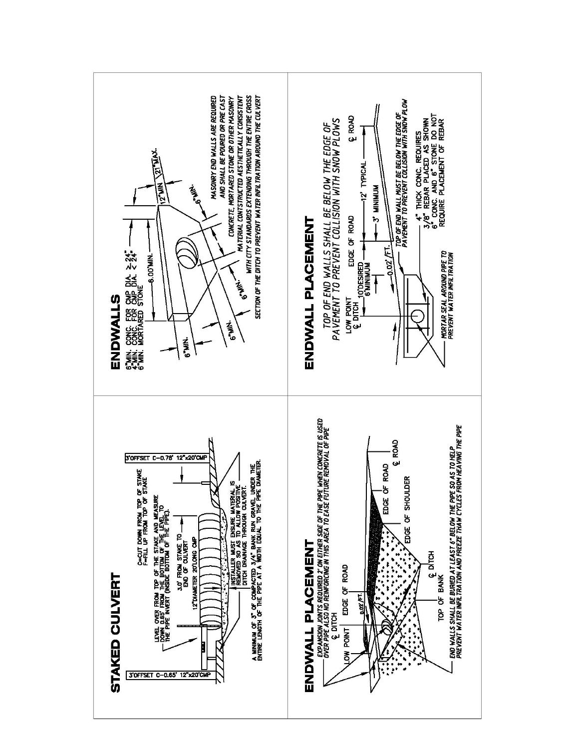## STAKED CULVERT

3'OFFSET C-0.65' 12"x20'CMP

3'OFFSET C-0.78' 12"x20'CMP

C=CUT DOWN FROM TOP OF STAKE
F=FILL UP FROM TOP OF STAKE

LEVEL OVER FROM TOP OF THE STAKE AND MEASURE DOWN 0.65' FROM THE BOTTOM OF THE LEVEL TO THE PIPE INVERT (INSIDE BOTTOM OF THE PIPE).

3.0' FROM STAKE TO END OF CULVERT

12"DIAMETER 20'LONG CMP

INSTALLER MUST ENSURE MATERIAL IS REMOVED SO AS TO ALLOW POSITIVE DITCH DRAINAGE THROUGH CULVERT.

A MINIMUM OF 3" OF COMPACTED 3/4" BANK RUN GRAVEL UNDER THE ENTIRE LENGTH OF THE PIPE AT A WIDTH EQUAL TO THE PIPE DIAMETER.

## ENDWALLS

6"MIN. CONC. FOR CMP DIA. ≥24"
4"MIN. CONC. FOR CMP DIA. <24"
6"MIN. MORTARED STONE

6.00'MIN.

12"MIN

21"MAX.

6"MIN.

6"MIN.

6"MIN.

6"MIN.

MASONRY END WALLS ARE REQUIRED AND SHALL BE POURED OR PRE CAST CONCRETE, MORTARED STONE OR OTHER MASONRY MATERIAL CONSTRUCTED AESTHETICALLY CONSISTENT WITH CITY STANDARDS EXTENDING THROUGH THE ENTIRE CROSS SECTION OF THE DITCH TO PREVENT WATER INFILTRATION AROUND THE CULVERT

## ENDWALL PLACEMENT

*EXPANSION JOINTS REQUIRED 2' ON EITHER SIDE OF THE PIPE WHEN CONCRETE IS USED OVER PIPE ALSO NO REINFORCING IN THIS AREA TO EASE FUTURE REMOVAL OF PIPE*

LOW POINT

℄ DITCH

EDGE OF ROAD

0.02'/FT.

EDGE OF ROAD

℄ ROAD

EDGE OF SHOULDER

℄ DITCH

TOP OF BANK

*END WALLS SHALL BE BURIED AT LEAST 6" BELOW THE PIPE SO AS TO HELP PREVENT WATER INFILTRATION AND FREEZE THAW CYCLES FROM HEAVING THE PIPE*

## ENDWALL PLACEMENT

*TOP OF END WALLS SHALL BE BELOW THE EDGE OF PAVEMENT TO PREVENT COLLISION WITH SNOW PLOWS*

LOW POINT
℄ DITCH

EDGE OF ROAD

℄ ROAD

10'DESIRED
6'MINIMUM

12' TYPICAL

3" MINIMUM

0.02'/FT.

*TOP OF END WALL MUST BE BELOW THE EDGE OF PAVEMENT TO PREVENT COLLISION WITH SNOW PLOW*

4" THICK CONC. REQUIRES 3/8" REBAR PLACED AS SHOWN 6" CONC. AND 6" STONE DO NOT REQUIRE PLACEMENT OF REBAR

*MORTAR SEAL AROUND PIPE TO PREVENT WATER INFILTRATION*